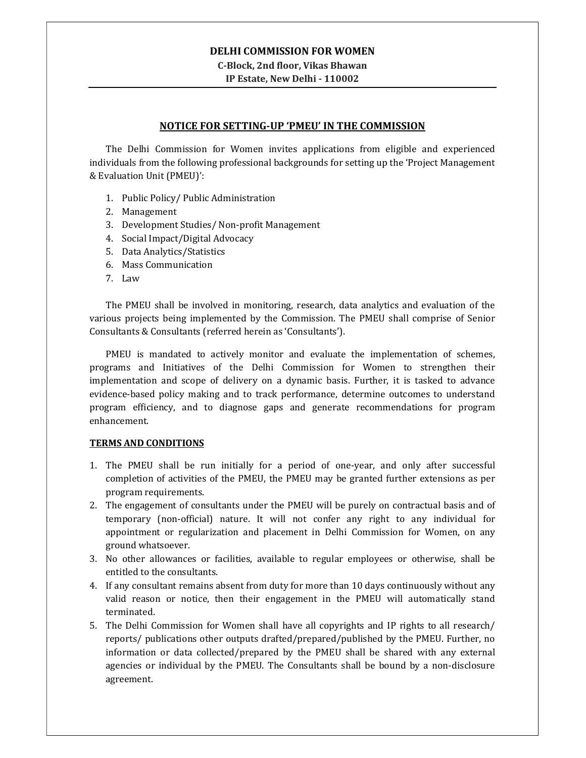# DELHI COMMISSION FOR WOMEN

**C-Block, 2nd floor, Vikas Bhawan**
**IP Estate, New Delhi - 110002**

## NOTICE FOR SETTING-UP 'PMEU' IN THE COMMISSION

The Delhi Commission for Women invites applications from eligible and experienced individuals from the following professional backgrounds for setting up the 'Project Management & Evaluation Unit (PMEU)':

1. Public Policy/ Public Administration
2. Management
3. Development Studies/ Non-profit Management
4. Social Impact/Digital Advocacy
5. Data Analytics/Statistics
6. Mass Communication
7. Law

The PMEU shall be involved in monitoring, research, data analytics and evaluation of the various projects being implemented by the Commission. The PMEU shall comprise of Senior Consultants & Consultants (referred herein as 'Consultants').

PMEU is mandated to actively monitor and evaluate the implementation of schemes, programs and Initiatives of the Delhi Commission for Women to strengthen their implementation and scope of delivery on a dynamic basis. Further, it is tasked to advance evidence-based policy making and to track performance, determine outcomes to understand program efficiency, and to diagnose gaps and generate recommendations for program enhancement.

### TERMS AND CONDITIONS

1. The PMEU shall be run initially for a period of one-year, and only after successful completion of activities of the PMEU, the PMEU may be granted further extensions as per program requirements.
2. The engagement of consultants under the PMEU will be purely on contractual basis and of temporary (non-official) nature. It will not confer any right to any individual for appointment or regularization and placement in Delhi Commission for Women, on any ground whatsoever.
3. No other allowances or facilities, available to regular employees or otherwise, shall be entitled to the consultants.
4. If any consultant remains absent from duty for more than 10 days continuously without any valid reason or notice, then their engagement in the PMEU will automatically stand terminated.
5. The Delhi Commission for Women shall have all copyrights and IP rights to all research/ reports/ publications other outputs drafted/prepared/published by the PMEU. Further, no information or data collected/prepared by the PMEU shall be shared with any external agencies or individual by the PMEU. The Consultants shall be bound by a non-disclosure agreement.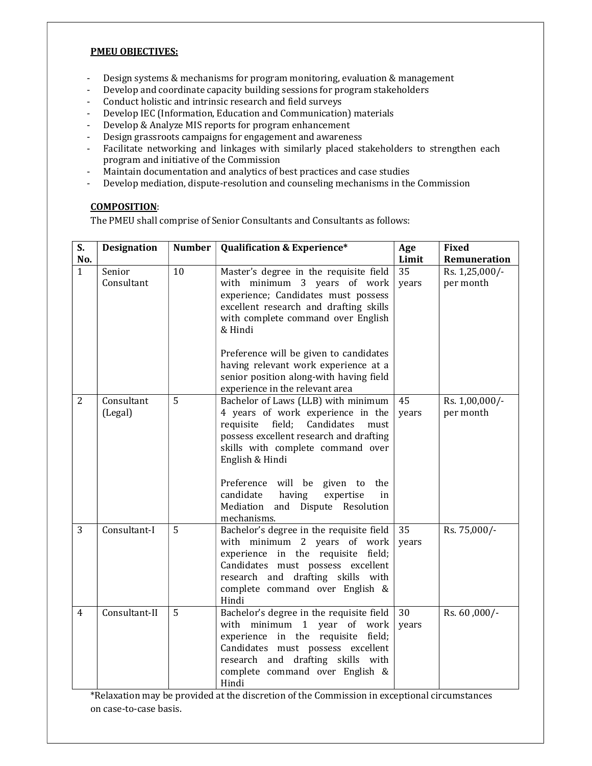**PMEU OBJECTIVES:**

- Design systems & mechanisms for program monitoring, evaluation & management
- Develop and coordinate capacity building sessions for program stakeholders
- Conduct holistic and intrinsic research and field surveys
- Develop IEC (Information, Education and Communication) materials
- Develop & Analyze MIS reports for program enhancement
- Design grassroots campaigns for engagement and awareness
- Facilitate networking and linkages with similarly placed stakeholders to strengthen each program and initiative of the Commission
- Maintain documentation and analytics of best practices and case studies
- Develop mediation, dispute-resolution and counseling mechanisms in the Commission

**COMPOSITION**:

The PMEU shall comprise of Senior Consultants and Consultants as follows:

| S. No. | Designation | Number | Qualification & Experience* | Age Limit | Fixed Remuneration |
|---|---|---|---|---|---|
| 1 | Senior Consultant | 10 | Master's degree in the requisite field with minimum 3 years of work experience; Candidates must possess excellent research and drafting skills with complete command over English & Hindi<br><br>Preference will be given to candidates having relevant work experience at a senior position along-with having field experience in the relevant area | 35 years | Rs. 1,25,000/- per month |
| 2 | Consultant (Legal) | 5 | Bachelor of Laws (LLB) with minimum 4 years of work experience in the requisite field; Candidates must possess excellent research and drafting skills with complete command over English & Hindi<br><br>Preference will be given to the candidate having expertise in Mediation and Dispute Resolution mechanisms. | 45 years | Rs. 1,00,000/- per month |
| 3 | Consultant-I | 5 | Bachelor's degree in the requisite field with minimum 2 years of work experience in the requisite field; Candidates must possess excellent research and drafting skills with complete command over English & Hindi | 35 years | Rs. 75,000/- |
| 4 | Consultant-II | 5 | Bachelor's degree in the requisite field with minimum 1 year of work experience in the requisite field; Candidates must possess excellent research and drafting skills with complete command over English & Hindi | 30 years | Rs. 60 ,000/- |

*Relaxation may be provided at the discretion of the Commission in exceptional circumstances on case-to-case basis.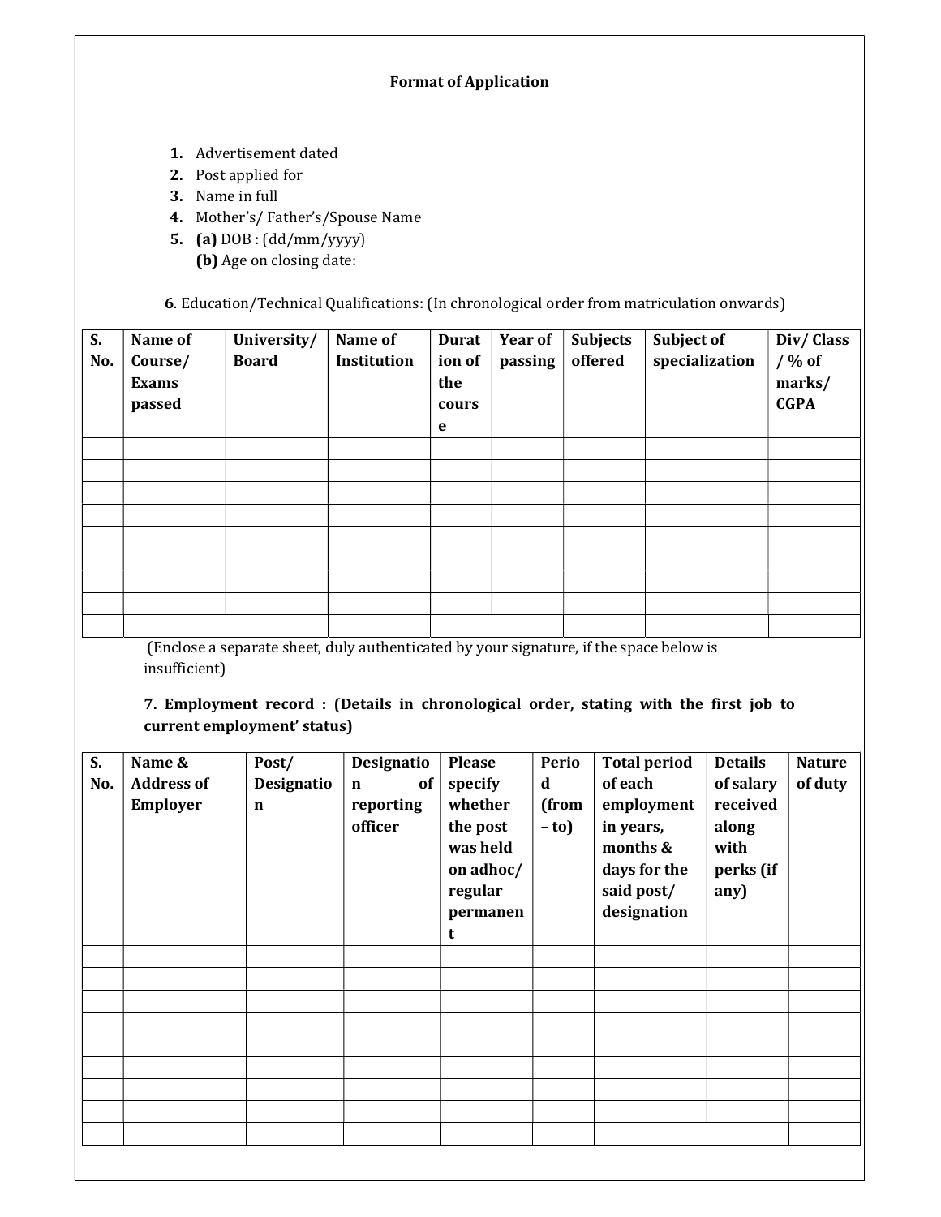**Format of Application**

1. Advertisement dated
2. Post applied for
3. Name in full
4. Mother's/ Father's/Spouse Name
5. **(a)** DOB : (dd/mm/yyyy)
   **(b)** Age on closing date:

**6**. Education/Technical Qualifications: (In chronological order from matriculation onwards)

| S. No. | Name of Course/ Exams passed | University/ Board | Name of Institution | Duration of the course | Year of passing | Subjects offered | Subject of specialization | Div/ Class / % of marks/ CGPA |
|---|---|---|---|---|---|---|---|---|
| | | | | | | | | |
| | | | | | | | | |
| | | | | | | | | |
| | | | | | | | | |
| | | | | | | | | |
| | | | | | | | | |
| | | | | | | | | |
| | | | | | | | | |
| | | | | | | | | |

(Enclose a separate sheet, duly authenticated by your signature, if the space below is insufficient)

**7. Employment record : (Details in chronological order, stating with the first job to current employment' status)**

| S. No. | Name & Address of Employer | Post/ Designation | Designation of reporting officer | Please specify whether the post was held on adhoc/ regular permanent | Period (from – to) | Total period of each employment in years, months & days for the said post/ designation | Details of salary received along with perks (if any) | Nature of duty |
|---|---|---|---|---|---|---|---|---|
| | | | | | | | | |
| | | | | | | | | |
| | | | | | | | | |
| | | | | | | | | |
| | | | | | | | | |
| | | | | | | | | |
| | | | | | | | | |
| | | | | | | | | |
| | | | | | | | | |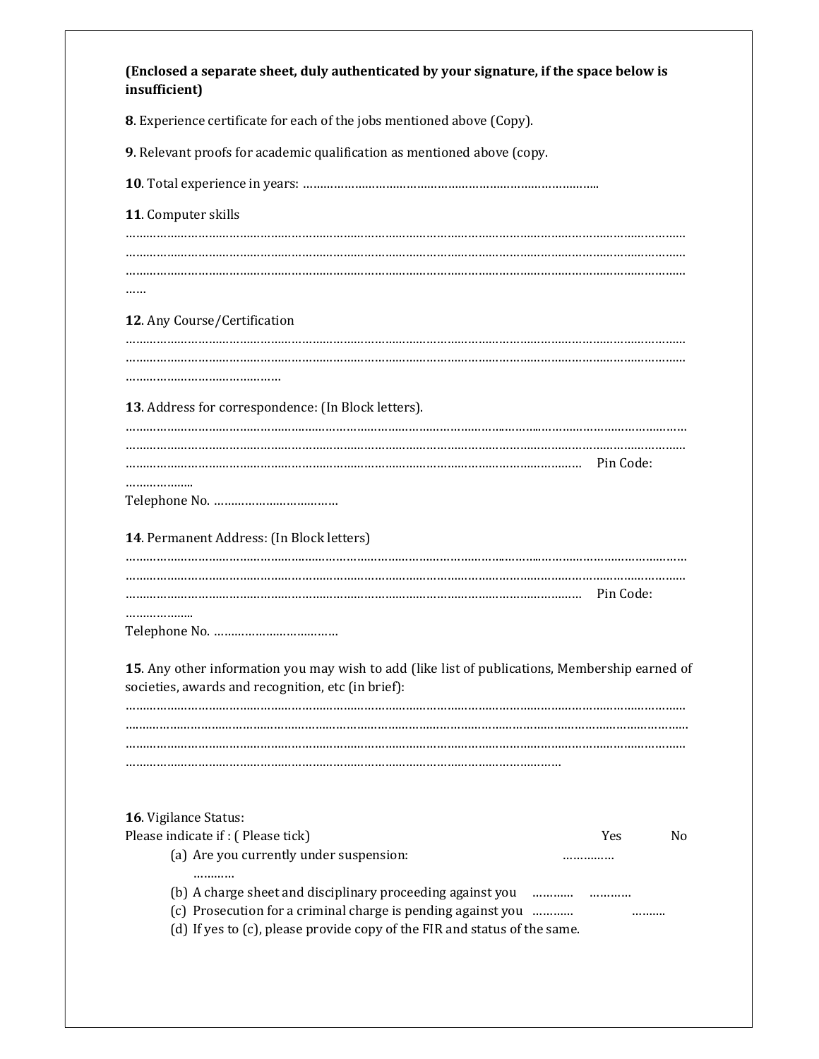**(Enclosed a separate sheet, duly authenticated by your signature, if the space below is insufficient)**

**8**. Experience certificate for each of the jobs mentioned above (Copy).

**9**. Relevant proofs for academic qualification as mentioned above (copy.

**10**. Total experience in years: ………………………………………………………………………..

**11**. Computer skills

……………………………………………………………………………………………………………………………………
……………………………………………………………………………………………………………………………………
……………………………………………………………………………………………………………………………………
……

**12**. Any Course/Certification

……………………………………………………………………………………………………………………………………
……………………………………………………………………………………………………………………………………
………………………………………

**13**. Address for correspondence: (In Block letters).

……………………………………………………………………………………………………………………………………
……………………………………………………………………………………………………………………………………
………………………………………………………………………………………………………………… Pin Code: ………………..

Telephone No. ………………………………

**14**. Permanent Address: (In Block letters)

……………………………………………………………………………………………………………………………………
……………………………………………………………………………………………………………………………………
………………………………………………………………………………………………………………… Pin Code: ………………..

Telephone No. ………………………………

**15**. Any other information you may wish to add (like list of publications, Membership earned of societies, awards and recognition, etc (in brief):

……………………………………………………………………………………………………………………………………
……………………………………………………………………………………………………………………………………
……………………………………………………………………………………………………………………………………
…………………………………………………………………………………………………………

**16**. Vigilance Status:

Please indicate if : ( Please tick) Yes No

(a) Are you currently under suspension: …………… …………

(b) A charge sheet and disciplinary proceeding against you ………… …………

(c) Prosecution for a criminal charge is pending against you ………… ……….

(d) If yes to (c), please provide copy of the FIR and status of the same.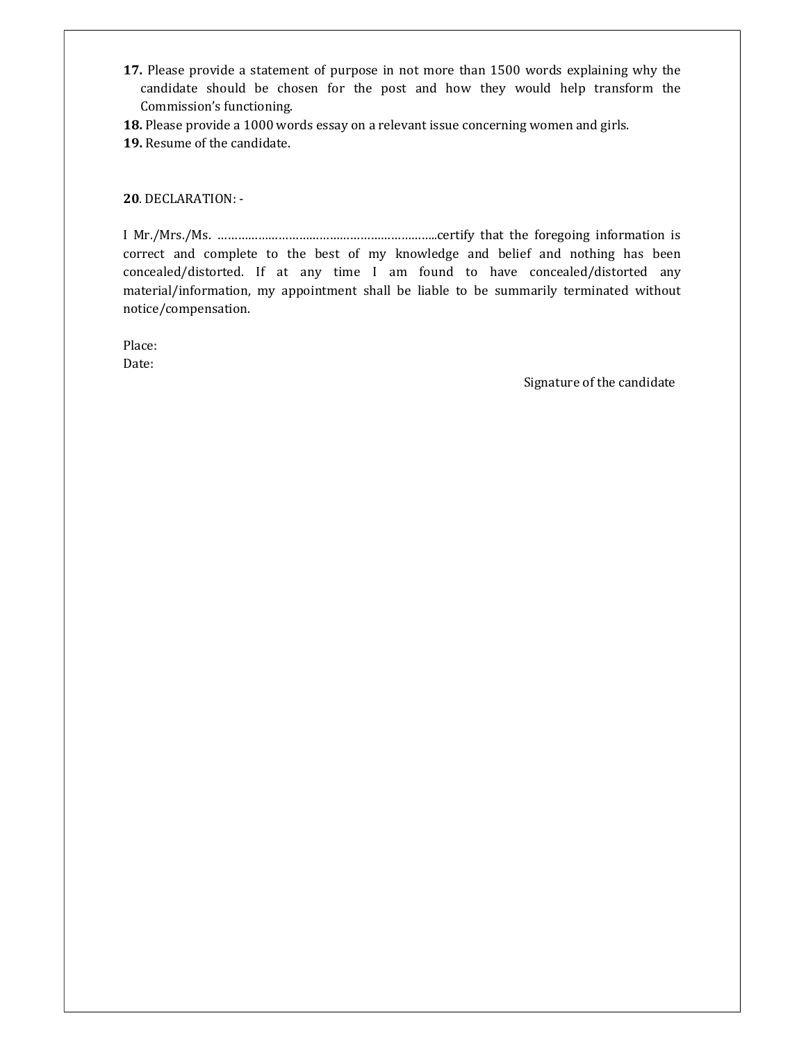**17.** Please provide a statement of purpose in not more than 1500 words explaining why the candidate should be chosen for the post and how they would help transform the Commission's functioning.

**18.** Please provide a 1000 words essay on a relevant issue concerning women and girls.

**19.** Resume of the candidate.

**20**. DECLARATION: -

I Mr./Mrs./Ms. ………………………………………………………..certify that the foregoing information is correct and complete to the best of my knowledge and belief and nothing has been concealed/distorted. If at any time I am found to have concealed/distorted any material/information, my appointment shall be liable to be summarily terminated without notice/compensation.

Place:
Date:

Signature of the candidate